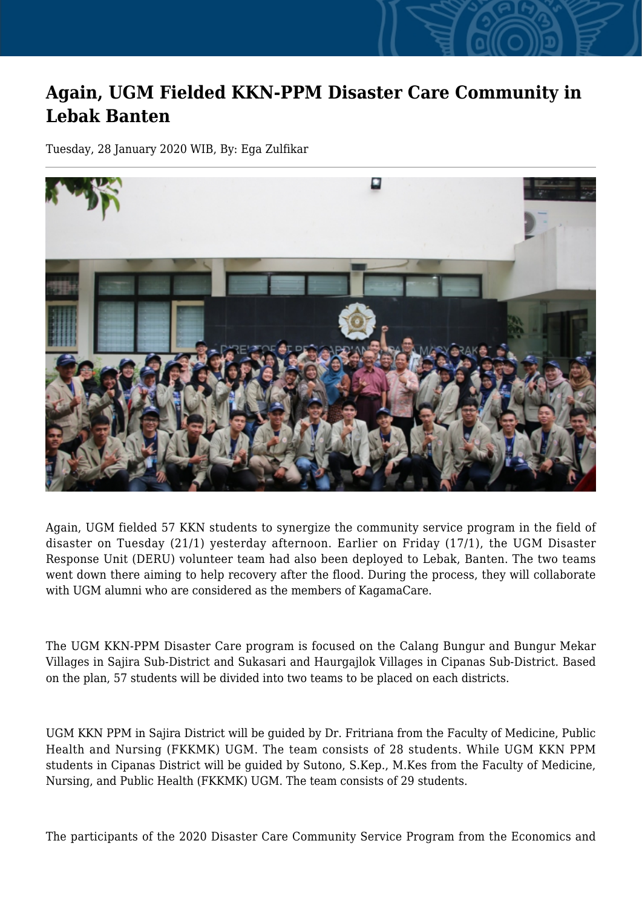# Again, UGM Fielded KKN-PPM Disaster Care Community in Lebak Banten

Tuesday, 28 January 2020 WIB, By: Ega Zulfikar

Again, UGM fielded 57 KKN students to synergize the community service program in the field of disaster on Tuesday (21/1) yesterday afternoon. Earlier on Friday (17/1), the UGM Disaster Response Unit (DERU) volunteer team had also been deployed to Lebak, Banten. The two teams went down there aiming to help recovery after the flood. During the process, they will collaborate with UGM alumni who are considered as the members of KagamaCare.

The UGM KKN-PPM Disaster Care program is focused on the Calang Bungur and Bungur Mekar Villages in Sajira Sub-District and Sukasari and Haurgajlok Villages in Cipanas Sub-District. Based on the plan, 57 students will be divided into two teams to be placed on each districts.

UGM KKN PPM in Sajira District will be guided by Dr. Fritriana from the Faculty of Medicine, Public Health and Nursing (FKKMK) UGM. The team consists of 28 students. While UGM KKN PPM students in Cipanas District will be guided by Sutono, S.Kep., M.Kes from the Faculty of Medicine, Nursing, and Public Health (FKKMK) UGM. The team consists of 29 students.

The participants of the 2020 Disaster Care Community Service Program from the Economics and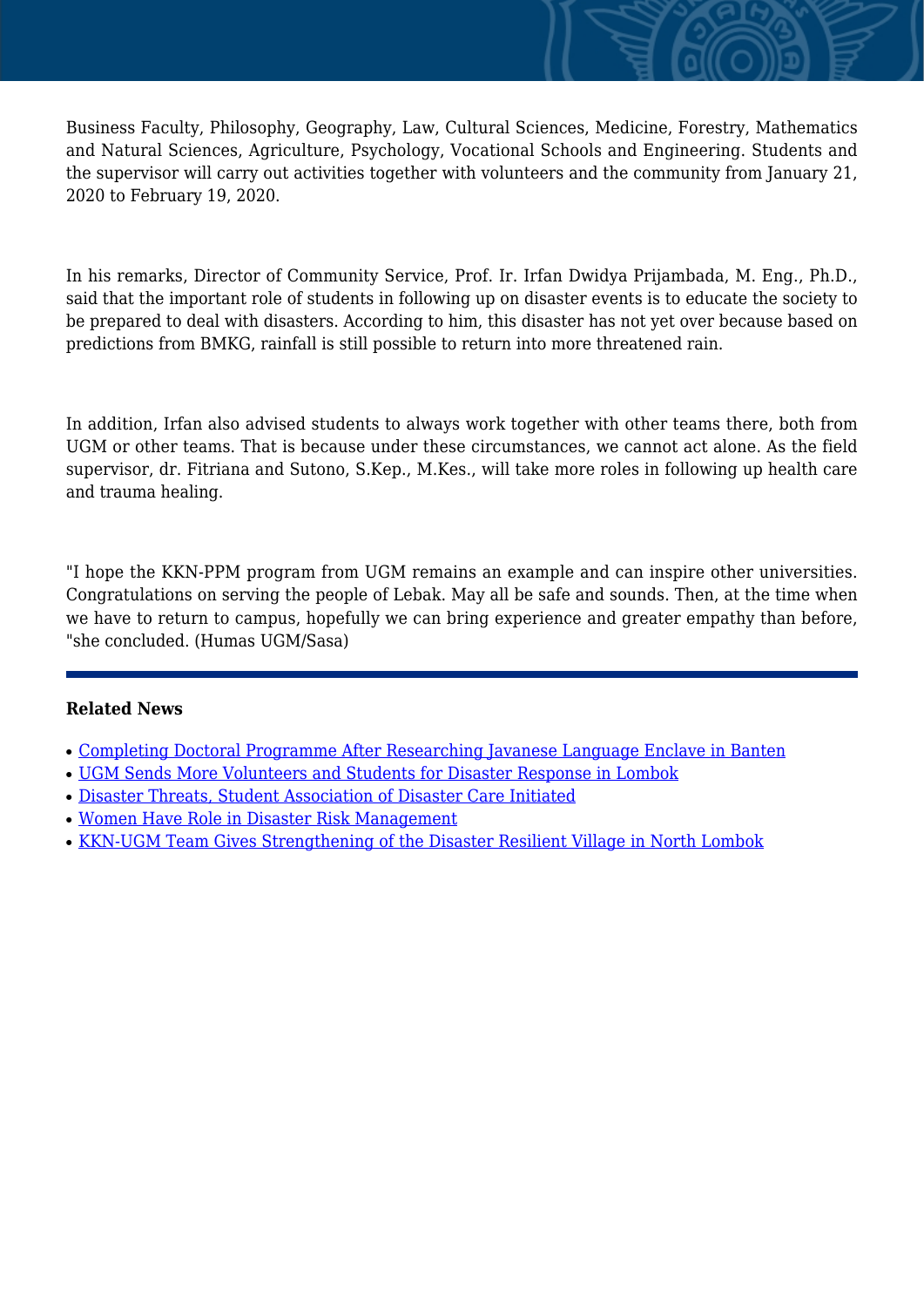Business Faculty, Philosophy, Geography, Law, Cultural Sciences, Medicine, Forestry, Mathematics and Natural Sciences, Agriculture, Psychology, Vocational Schools and Engineering. Students and the supervisor will carry out activities together with volunteers and the community from January 21, 2020 to February 19, 2020.

In his remarks, Director of Community Service, Prof. Ir. Irfan Dwidya Prijambada, M. Eng., Ph.D., said that the important role of students in following up on disaster events is to educate the society to be prepared to deal with disasters. According to him, this disaster has not yet over because based on predictions from BMKG, rainfall is still possible to return into more threatened rain.

In addition, Irfan also advised students to always work together with other teams there, both from UGM or other teams. That is because under these circumstances, we cannot act alone. As the field supervisor, dr. Fitriana and Sutono, S.Kep., M.Kes., will take more roles in following up health care and trauma healing.

"I hope the KKN-PPM program from UGM remains an example and can inspire other universities. Congratulations on serving the people of Lebak. May all be safe and sounds. Then, at the time when we have to return to campus, hopefully we can bring experience and greater empathy than before, "she concluded. (Humas UGM/Sasa)

---

**Related News**

- Completing Doctoral Programme After Researching Javanese Language Enclave in Banten
- UGM Sends More Volunteers and Students for Disaster Response in Lombok
- Disaster Threats, Student Association of Disaster Care Initiated
- Women Have Role in Disaster Risk Management
- KKN-UGM Team Gives Strengthening of the Disaster Resilient Village in North Lombok